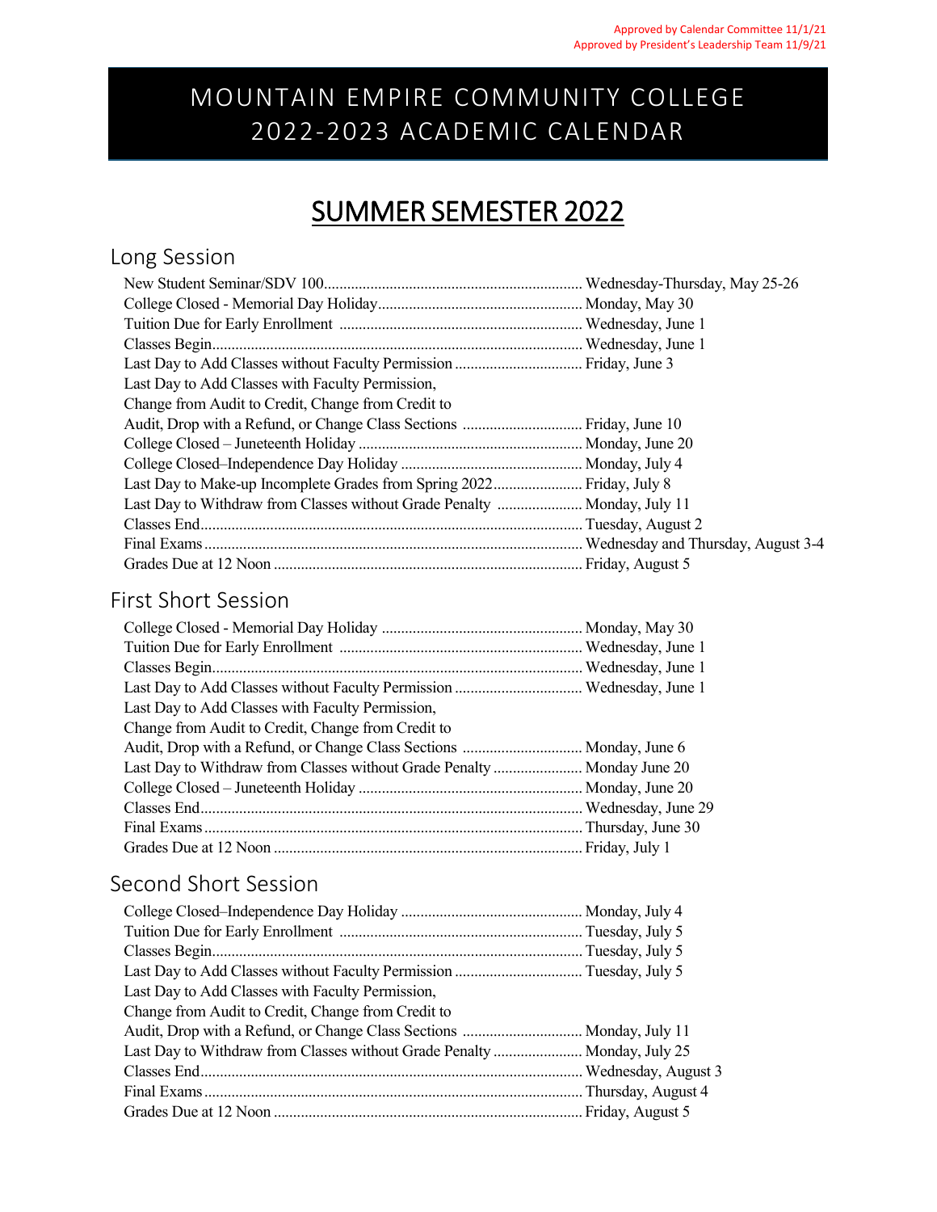Approved by Calendar Committee 11/1/21
Approved by President's Leadership Team 11/9/21

# MOUNTAIN EMPIRE COMMUNITY COLLEGE 2022-2023 ACADEMIC CALENDAR

## SUMMER SEMESTER 2022

### Long Session

| Event | Date |
|---|---|
| New Student Seminar/SDV 100 | Wednesday-Thursday, May 25-26 |
| College Closed - Memorial Day Holiday | Monday, May 30 |
| Tuition Due for Early Enrollment | Wednesday, June 1 |
| Classes Begin | Wednesday, June 1 |
| Last Day to Add Classes without Faculty Permission | Friday, June 3 |
| Last Day to Add Classes with Faculty Permission, Change from Audit to Credit, Change from Credit to Audit, Drop with a Refund, or Change Class Sections | Friday, June 10 |
| College Closed – Juneteenth Holiday | Monday, June 20 |
| College Closed–Independence Day Holiday | Monday, July 4 |
| Last Day to Make-up Incomplete Grades from Spring 2022 | Friday, July 8 |
| Last Day to Withdraw from Classes without Grade Penalty | Monday, July 11 |
| Classes End | Tuesday, August 2 |
| Final Exams | Wednesday and Thursday, August 3-4 |
| Grades Due at 12 Noon | Friday, August 5 |

### First Short Session

| Event | Date |
|---|---|
| College Closed - Memorial Day Holiday | Monday, May 30 |
| Tuition Due for Early Enrollment | Wednesday, June 1 |
| Classes Begin | Wednesday, June 1 |
| Last Day to Add Classes without Faculty Permission | Wednesday, June 1 |
| Last Day to Add Classes with Faculty Permission, Change from Audit to Credit, Change from Credit to Audit, Drop with a Refund, or Change Class Sections | Monday, June 6 |
| Last Day to Withdraw from Classes without Grade Penalty | Monday June 20 |
| College Closed – Juneteenth Holiday | Monday, June 20 |
| Classes End | Wednesday, June 29 |
| Final Exams | Thursday, June 30 |
| Grades Due at 12 Noon | Friday, July 1 |

### Second Short Session

| Event | Date |
|---|---|
| College Closed–Independence Day Holiday | Monday, July 4 |
| Tuition Due for Early Enrollment | Tuesday, July 5 |
| Classes Begin | Tuesday, July 5 |
| Last Day to Add Classes without Faculty Permission | Tuesday, July 5 |
| Last Day to Add Classes with Faculty Permission, Change from Audit to Credit, Change from Credit to Audit, Drop with a Refund, or Change Class Sections | Monday, July 11 |
| Last Day to Withdraw from Classes without Grade Penalty | Monday, July 25 |
| Classes End | Wednesday, August 3 |
| Final Exams | Thursday, August 4 |
| Grades Due at 12 Noon | Friday, August 5 |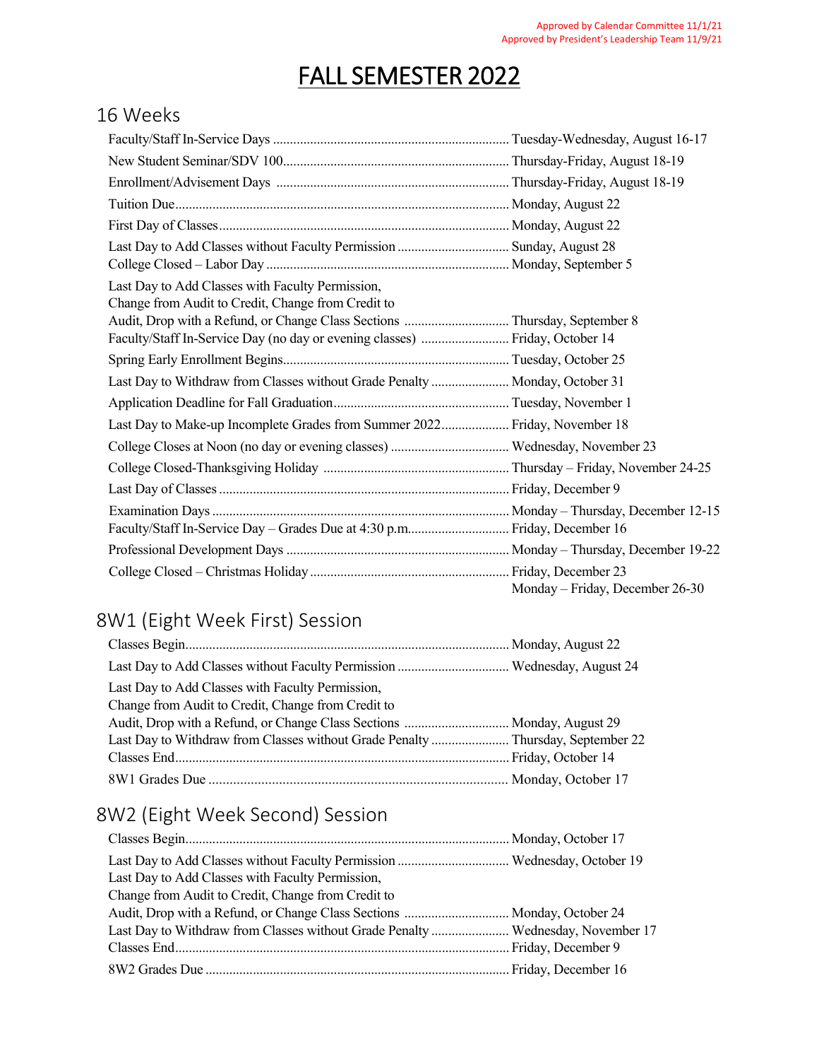Approved by Calendar Committee 11/1/21
Approved by President's Leadership Team 11/9/21

# FALL SEMESTER 2022

## 16 Weeks

| Event | Date |
|---|---|
| Faculty/Staff In-Service Days | Tuesday-Wednesday, August 16-17 |
| New Student Seminar/SDV 100 | Thursday-Friday, August 18-19 |
| Enrollment/Advisement Days | Thursday-Friday, August 18-19 |
| Tuition Due | Monday, August 22 |
| First Day of Classes | Monday, August 22 |
| Last Day to Add Classes without Faculty Permission | Sunday, August 28 |
| College Closed – Labor Day | Monday, September 5 |
| Last Day to Add Classes with Faculty Permission, Change from Audit to Credit, Change from Credit to Audit, Drop with a Refund, or Change Class Sections | Thursday, September 8 |
| Faculty/Staff In-Service Day (no day or evening classes) | Friday, October 14 |
| Spring Early Enrollment Begins | Tuesday, October 25 |
| Last Day to Withdraw from Classes without Grade Penalty | Monday, October 31 |
| Application Deadline for Fall Graduation | Tuesday, November 1 |
| Last Day to Make-up Incomplete Grades from Summer 2022 | Friday, November 18 |
| College Closes at Noon (no day or evening classes) | Wednesday, November 23 |
| College Closed-Thanksgiving Holiday | Thursday – Friday, November 24-25 |
| Last Day of Classes | Friday, December 9 |
| Examination Days | Monday – Thursday, December 12-15 |
| Faculty/Staff In-Service Day – Grades Due at 4:30 p.m. | Friday, December 16 |
| Professional Development Days | Monday – Thursday, December 19-22 |
| College Closed – Christmas Holiday | Friday, December 23<br>Monday – Friday, December 26-30 |

## 8W1 (Eight Week First) Session

| Event | Date |
|---|---|
| Classes Begin | Monday, August 22 |
| Last Day to Add Classes without Faculty Permission | Wednesday, August 24 |
| Last Day to Add Classes with Faculty Permission, Change from Audit to Credit, Change from Credit to Audit, Drop with a Refund, or Change Class Sections | Monday, August 29 |
| Last Day to Withdraw from Classes without Grade Penalty | Thursday, September 22 |
| Classes End | Friday, October 14 |
| 8W1 Grades Due | Monday, October 17 |

## 8W2 (Eight Week Second) Session

| Event | Date |
|---|---|
| Classes Begin | Monday, October 17 |
| Last Day to Add Classes without Faculty Permission | Wednesday, October 19 |
| Last Day to Add Classes with Faculty Permission, Change from Audit to Credit, Change from Credit to Audit, Drop with a Refund, or Change Class Sections | Monday, October 24 |
| Last Day to Withdraw from Classes without Grade Penalty | Wednesday, November 17 |
| Classes End | Friday, December 9 |
| 8W2 Grades Due | Friday, December 16 |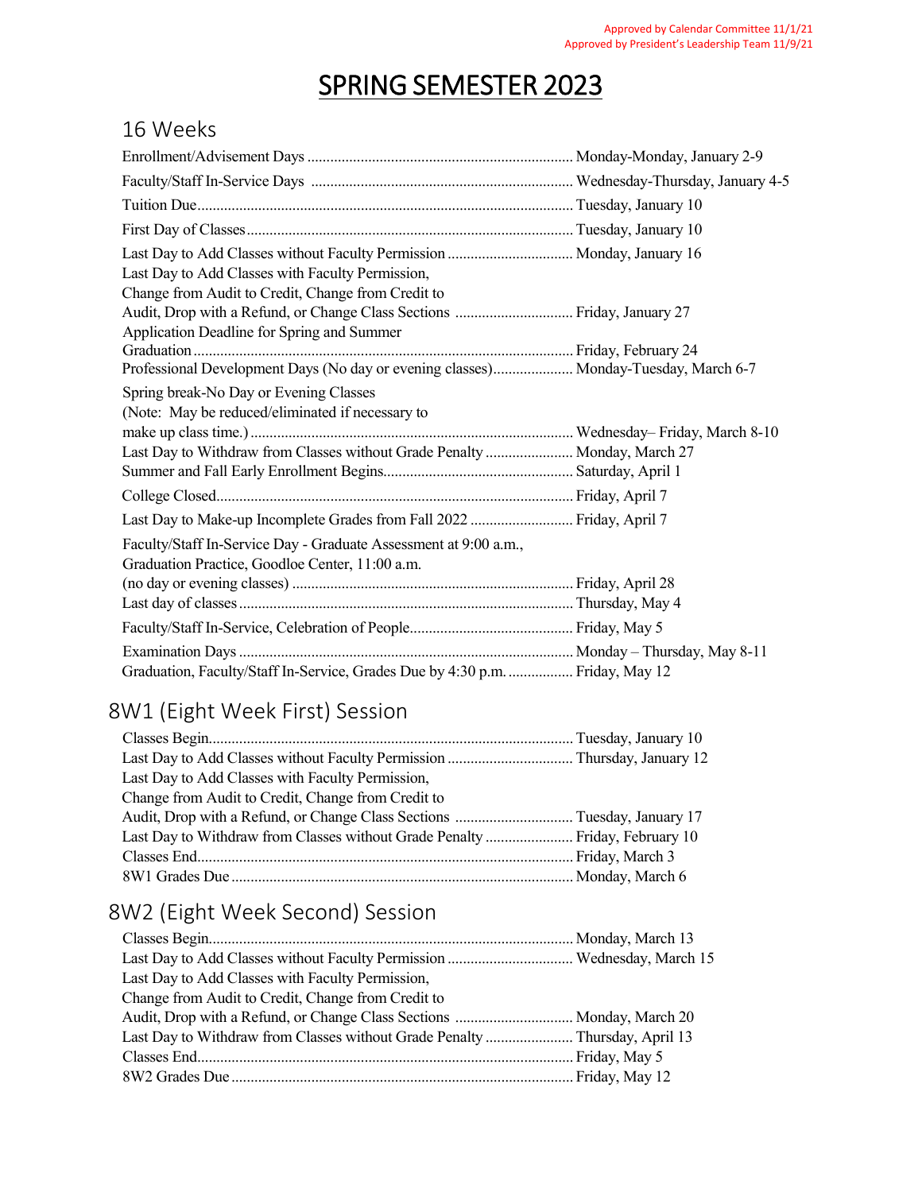Approved by Calendar Committee 11/1/21
Approved by President's Leadership Team 11/9/21

# SPRING SEMESTER 2023

## 16 Weeks

| Event | Date |
|---|---|
| Enrollment/Advisement Days | Monday-Monday, January 2-9 |
| Faculty/Staff In-Service Days | Wednesday-Thursday, January 4-5 |
| Tuition Due | Tuesday, January 10 |
| First Day of Classes | Tuesday, January 10 |
| Last Day to Add Classes without Faculty Permission | Monday, January 16 |
| Last Day to Add Classes with Faculty Permission, Change from Audit to Credit, Change from Credit to Audit, Drop with a Refund, or Change Class Sections | Friday, January 27 |
| Application Deadline for Spring and Summer Graduation | Friday, February 24 |
| Professional Development Days (No day or evening classes) | Monday-Tuesday, March 6-7 |
| Spring break-No Day or Evening Classes (Note: May be reduced/eliminated if necessary to make up class time.) | Wednesday– Friday, March 8-10 |
| Last Day to Withdraw from Classes without Grade Penalty | Monday, March 27 |
| Summer and Fall Early Enrollment Begins | Saturday, April 1 |
| College Closed | Friday, April 7 |
| Last Day to Make-up Incomplete Grades from Fall 2022 | Friday, April 7 |
| Faculty/Staff In-Service Day - Graduate Assessment at 9:00 a.m., Graduation Practice, Goodloe Center, 11:00 a.m. (no day or evening classes) | Friday, April 28 |
| Last day of classes | Thursday, May 4 |
| Faculty/Staff In-Service, Celebration of People | Friday, May 5 |
| Examination Days | Monday – Thursday, May 8-11 |
| Graduation, Faculty/Staff In-Service, Grades Due by 4:30 p.m. | Friday, May 12 |

## 8W1 (Eight Week First) Session

| Event | Date |
|---|---|
| Classes Begin | Tuesday, January 10 |
| Last Day to Add Classes without Faculty Permission | Thursday, January 12 |
| Last Day to Add Classes with Faculty Permission, Change from Audit to Credit, Change from Credit to Audit, Drop with a Refund, or Change Class Sections | Tuesday, January 17 |
| Last Day to Withdraw from Classes without Grade Penalty | Friday, February 10 |
| Classes End | Friday, March 3 |
| 8W1 Grades Due | Monday, March 6 |

## 8W2 (Eight Week Second) Session

| Event | Date |
|---|---|
| Classes Begin | Monday, March 13 |
| Last Day to Add Classes without Faculty Permission | Wednesday, March 15 |
| Last Day to Add Classes with Faculty Permission, Change from Audit to Credit, Change from Credit to Audit, Drop with a Refund, or Change Class Sections | Monday, March 20 |
| Last Day to Withdraw from Classes without Grade Penalty | Thursday, April 13 |
| Classes End | Friday, May 5 |
| 8W2 Grades Due | Friday, May 12 |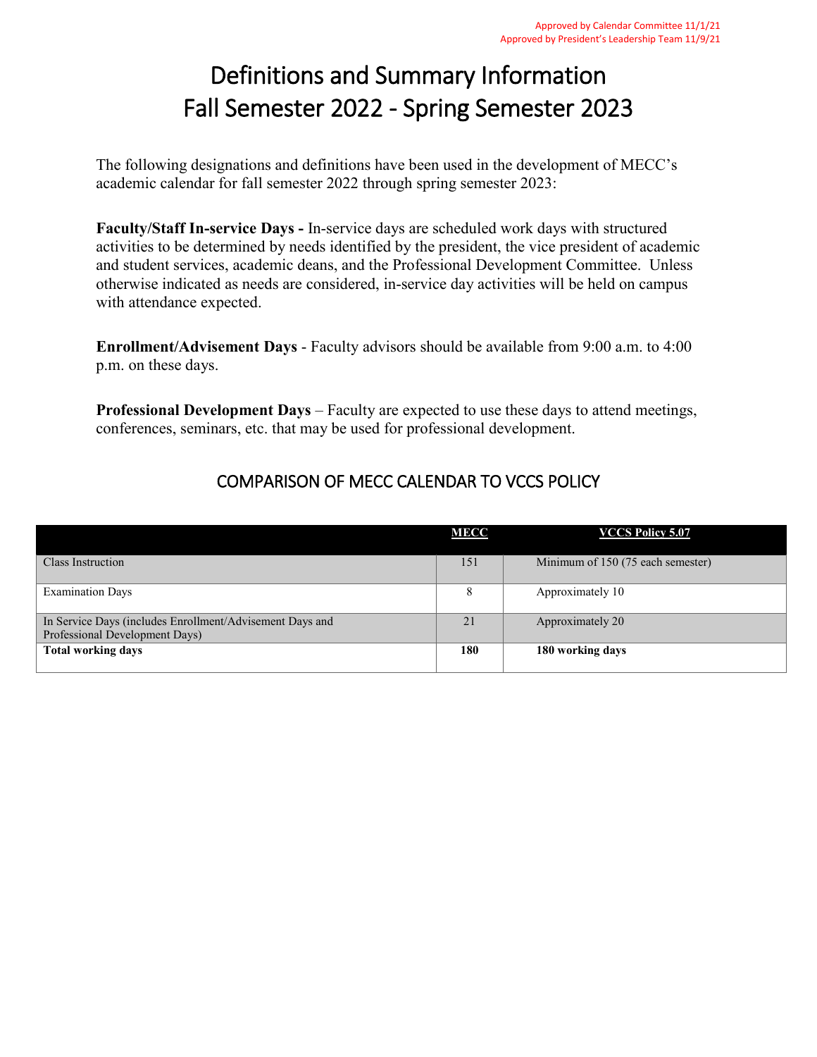Approved by Calendar Committee 11/1/21
Approved by President's Leadership Team 11/9/21

# Definitions and Summary Information
# Fall Semester 2022 - Spring Semester 2023

The following designations and definitions have been used in the development of MECC's academic calendar for fall semester 2022 through spring semester 2023:

**Faculty/Staff In-service Days -** In-service days are scheduled work days with structured activities to be determined by needs identified by the president, the vice president of academic and student services, academic deans, and the Professional Development Committee. Unless otherwise indicated as needs are considered, in-service day activities will be held on campus with attendance expected.

**Enrollment/Advisement Days** - Faculty advisors should be available from 9:00 a.m. to 4:00 p.m. on these days.

**Professional Development Days** – Faculty are expected to use these days to attend meetings, conferences, seminars, etc. that may be used for professional development.

## COMPARISON OF MECC CALENDAR TO VCCS POLICY

| | MECC | VCCS Policy 5.07 |
|---|---|---|
| Class Instruction | 151 | Minimum of 150 (75 each semester) |
| Examination Days | 8 | Approximately 10 |
| In Service Days (includes Enrollment/Advisement Days and Professional Development Days) | 21 | Approximately 20 |
| **Total working days** | **180** | **180 working days** |